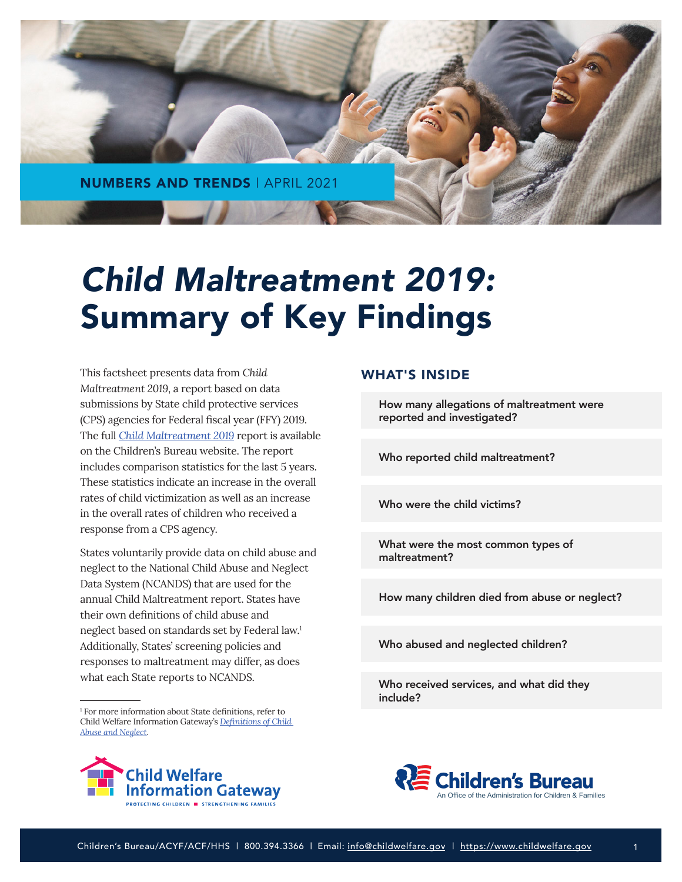NUMBERS AND TRENDS | APRIL 2021

# *Child Maltreatment 2019:* Summary of Key Findings

This factsheet presents data from *Child Maltreatment 2019*, a report based on data submissions by State child protective services (CPS) agencies for Federal fiscal year (FFY) 2019. The full [*Child Maltreatment 2019*]() report is available on the Children's Bureau website. The report includes comparison statistics for the last 5 years. These statistics indicate an increase in the overall rates of child victimization as well as an increase in the overall rates of children who received a response from a CPS agency.

States voluntarily provide data on child abuse and neglect to the National Child Abuse and Neglect Data System (NCANDS) that are used for the annual Child Maltreatment report. States have their own definitions of child abuse and neglect based on standards set by Federal law.[1] Additionally, States' screening policies and responses to maltreatment may differ, as does what each State reports to NCANDS.

## WHAT'S INSIDE

- How many allegations of maltreatment were reported and investigated?
- Who reported child maltreatment?
- Who were the child victims?
- What were the most common types of maltreatment?
- How many children died from abuse or neglect?
- Who abused and neglected children?
- Who received services, and what did they include?

---

[1] For more information about State definitions, refer to Child Welfare Information Gateway's [*Definitions of Child Abuse and Neglect*]().

Child Welfare Information Gateway — PROTECTING CHILDREN ■ STRENGTHENING FAMILIES

Children's Bureau — An Office of the Administration for Children & Families

Children's Bureau/ACYF/ACF/HHS | 800.394.3366 | Email: info@childwelfare.gov | https://www.childwelfare.gov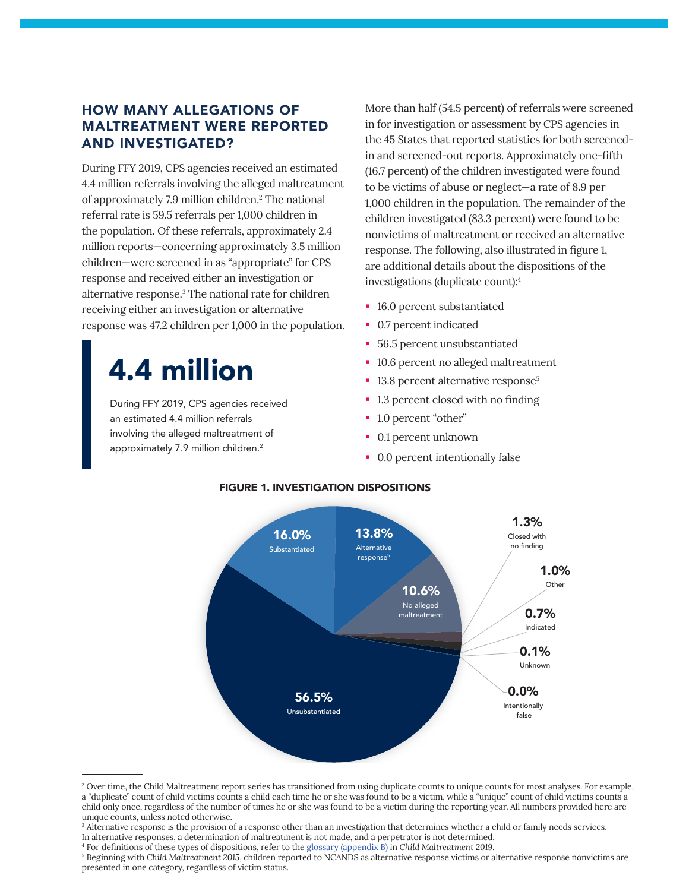## HOW MANY ALLEGATIONS OF MALTREATMENT WERE REPORTED AND INVESTIGATED?

During FFY 2019, CPS agencies received an estimated 4.4 million referrals involving the alleged maltreatment of approximately 7.9 million children.[2] The national referral rate is 59.5 referrals per 1,000 children in the population. Of these referrals, approximately 2.4 million reports—concerning approximately 3.5 million children—were screened in as "appropriate" for CPS response and received either an investigation or alternative response.[3] The national rate for children receiving either an investigation or alternative response was 47.2 children per 1,000 in the population.

> **4.4 million**
>
> During FFY 2019, CPS agencies received an estimated 4.4 million referrals involving the alleged maltreatment of approximately 7.9 million children.[2]

More than half (54.5 percent) of referrals were screened in for investigation or assessment by CPS agencies in the 45 States that reported statistics for both screened-in and screened-out reports. Approximately one-fifth (16.7 percent) of the children investigated were found to be victims of abuse or neglect—a rate of 8.9 per 1,000 children in the population. The remainder of the children investigated (83.3 percent) were found to be nonvictims of maltreatment or received an alternative response. The following, also illustrated in figure 1, are additional details about the dispositions of the investigations (duplicate count):[4]

- 16.0 percent substantiated
- 0.7 percent indicated
- 56.5 percent unsubstantiated
- 10.6 percent no alleged maltreatment
- 13.8 percent alternative response[5]
- 1.3 percent closed with no finding
- 1.0 percent "other"
- 0.1 percent unknown
- 0.0 percent intentionally false

**FIGURE 1. INVESTIGATION DISPOSITIONS**

| Disposition | Percent |
|---|---|
| Unsubstantiated | 56.5% |
| Substantiated | 16.0% |
| Alternative response[5] | 13.8% |
| No alleged maltreatment | 10.6% |
| Closed with no finding | 1.3% |
| Other | 1.0% |
| Indicated | 0.7% |
| Unknown | 0.1% |
| Intentionally false | 0.0% |

---

[2] Over time, the Child Maltreatment report series has transitioned from using duplicate counts to unique counts for most analyses. For example, a "duplicate" count of child victims counts a child each time he or she was found to be a victim, while a "unique" count of child victims counts a child only once, regardless of the number of times he or she was found to be a victim during the reporting year. All numbers provided here are unique counts, unless noted otherwise.

[3] Alternative response is the provision of a response other than an investigation that determines whether a child or family needs services. In alternative responses, a determination of maltreatment is not made, and a perpetrator is not determined.

[4] For definitions of these types of dispositions, refer to the glossary (appendix B) in *Child Maltreatment 2019*.

[5] Beginning with *Child Maltreatment 2015*, children reported to NCANDS as alternative response victims or alternative response nonvictims are presented in one category, regardless of victim status.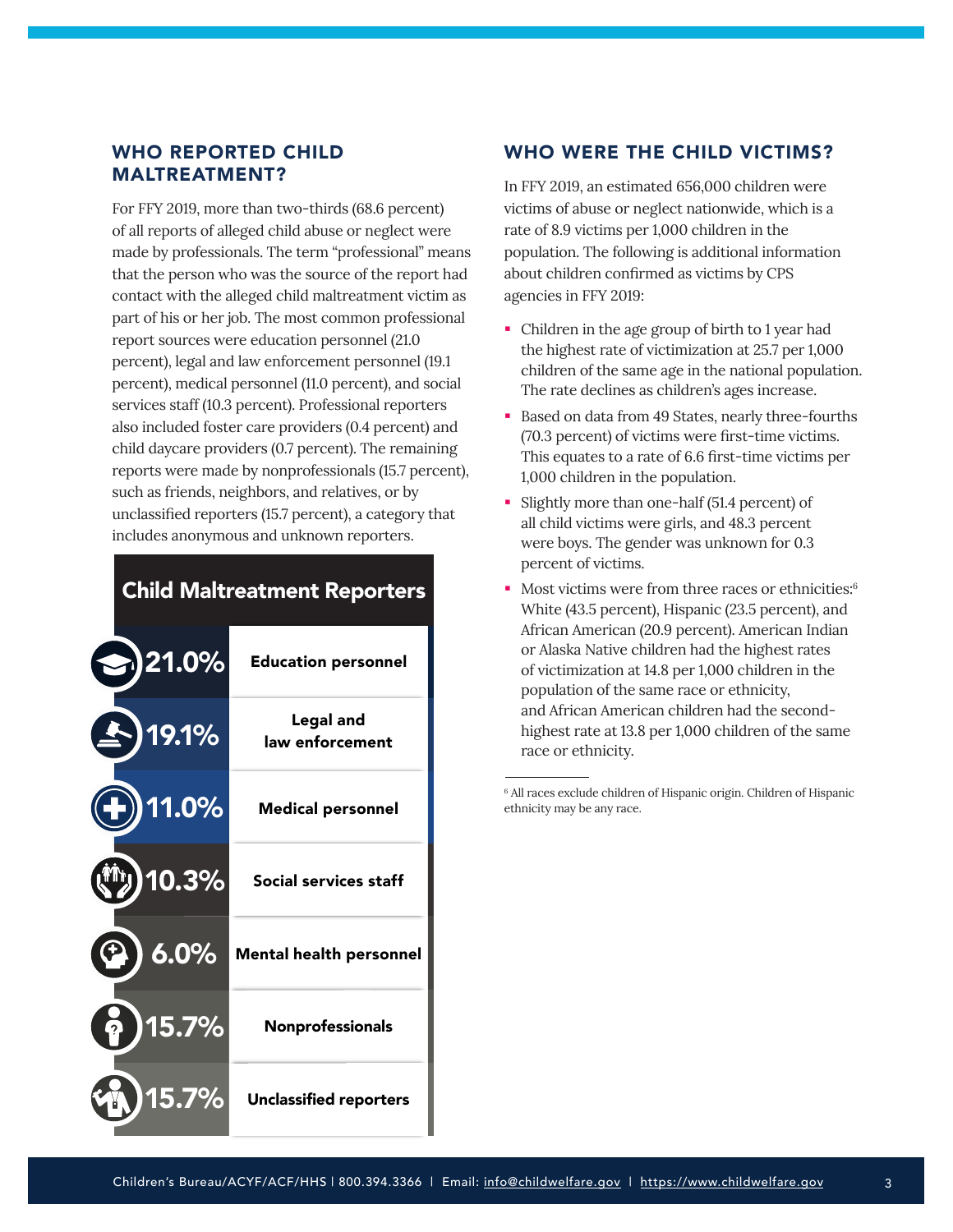## WHO REPORTED CHILD MALTREATMENT?

For FFY 2019, more than two-thirds (68.6 percent) of all reports of alleged child abuse or neglect were made by professionals. The term "professional" means that the person who was the source of the report had contact with the alleged child maltreatment victim as part of his or her job. The most common professional report sources were education personnel (21.0 percent), legal and law enforcement personnel (19.1 percent), medical personnel (11.0 percent), and social services staff (10.3 percent). Professional reporters also included foster care providers (0.4 percent) and child daycare providers (0.7 percent). The remaining reports were made by nonprofessionals (15.7 percent), such as friends, neighbors, and relatives, or by unclassified reporters (15.7 percent), a category that includes anonymous and unknown reporters.

**Child Maltreatment Reporters**

| Percent | Reporter |
| --- | --- |
| 21.0% | Education personnel |
| 19.1% | Legal and law enforcement |
| 11.0% | Medical personnel |
| 10.3% | Social services staff |
| 6.0% | Mental health personnel |
| 15.7% | Nonprofessionals |
| 15.7% | Unclassified reporters |

## WHO WERE THE CHILD VICTIMS?

In FFY 2019, an estimated 656,000 children were victims of abuse or neglect nationwide, which is a rate of 8.9 victims per 1,000 children in the population. The following is additional information about children confirmed as victims by CPS agencies in FFY 2019:

- Children in the age group of birth to 1 year had the highest rate of victimization at 25.7 per 1,000 children of the same age in the national population. The rate declines as children's ages increase.
- Based on data from 49 States, nearly three-fourths (70.3 percent) of victims were first-time victims. This equates to a rate of 6.6 first-time victims per 1,000 children in the population.
- Slightly more than one-half (51.4 percent) of all child victims were girls, and 48.3 percent were boys. The gender was unknown for 0.3 percent of victims.
- Most victims were from three races or ethnicities:[6] White (43.5 percent), Hispanic (23.5 percent), and African American (20.9 percent). American Indian or Alaska Native children had the highest rates of victimization at 14.8 per 1,000 children in the population of the same race or ethnicity, and African American children had the second-highest rate at 13.8 per 1,000 children of the same race or ethnicity.

[6] All races exclude children of Hispanic origin. Children of Hispanic ethnicity may be any race.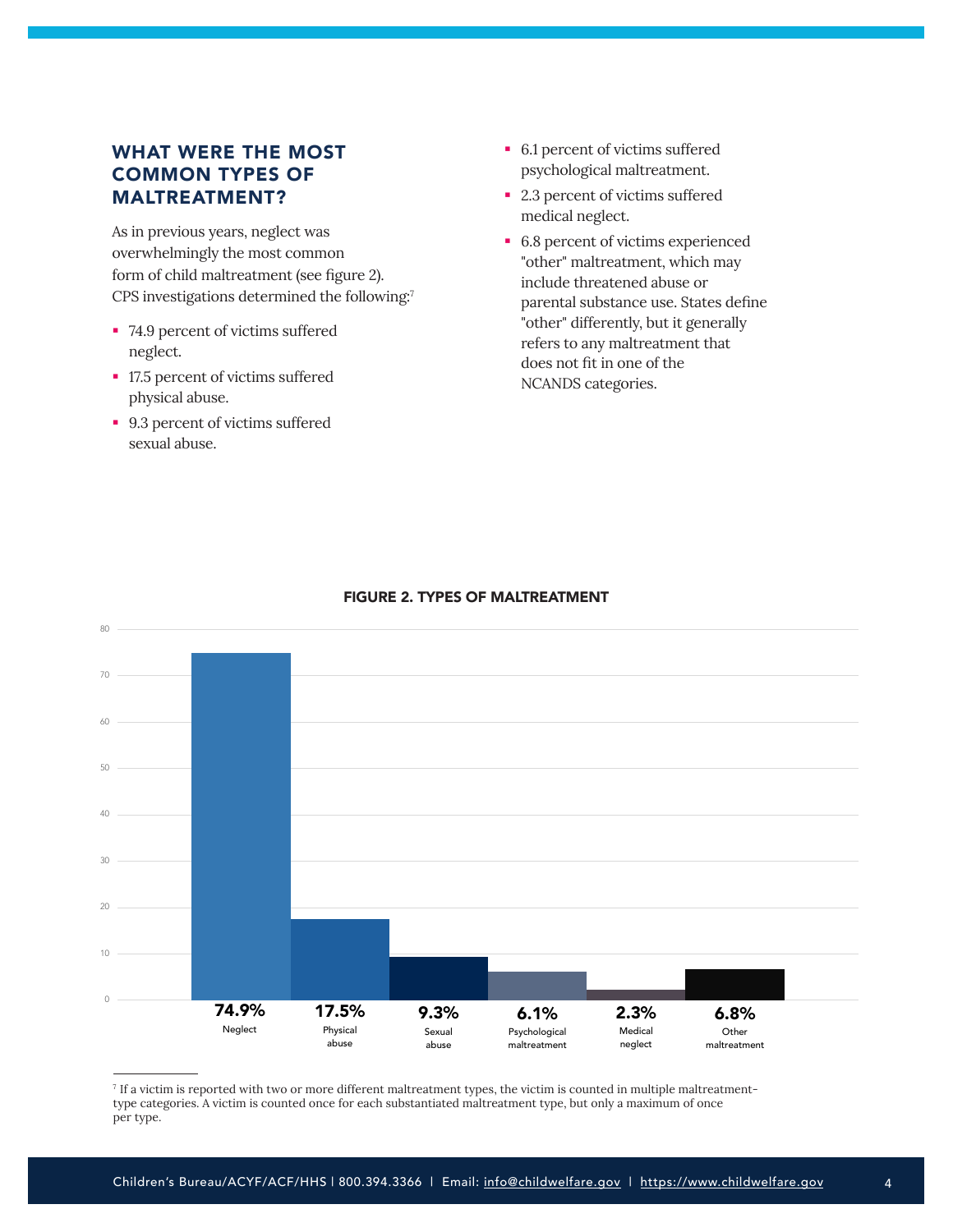## WHAT WERE THE MOST COMMON TYPES OF MALTREATMENT?

As in previous years, neglect was overwhelmingly the most common form of child maltreatment (see figure 2). CPS investigations determined the following:[7]

- 74.9 percent of victims suffered neglect.
- 17.5 percent of victims suffered physical abuse.
- 9.3 percent of victims suffered sexual abuse.
- 6.1 percent of victims suffered psychological maltreatment.
- 2.3 percent of victims suffered medical neglect.
- 6.8 percent of victims experienced "other" maltreatment, which may include threatened abuse or parental substance use. States define "other" differently, but it generally refers to any maltreatment that does not fit in one of the NCANDS categories.

**FIGURE 2. TYPES OF MALTREATMENT**

| Type | Percent |
|---|---|
| Neglect | 74.9% |
| Physical abuse | 17.5% |
| Sexual abuse | 9.3% |
| Psychological maltreatment | 6.1% |
| Medical neglect | 2.3% |
| Other maltreatment | 6.8% |

[7] If a victim is reported with two or more different maltreatment types, the victim is counted in multiple maltreatment-type categories. A victim is counted once for each substantiated maltreatment type, but only a maximum of once per type.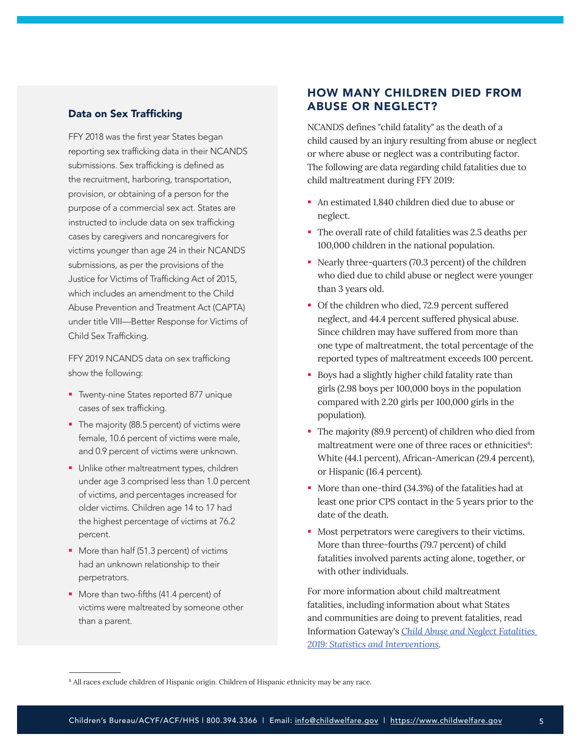### Data on Sex Trafficking

FFY 2018 was the first year States began reporting sex trafficking data in their NCANDS submissions. Sex trafficking is defined as the recruitment, harboring, transportation, provision, or obtaining of a person for the purpose of a commercial sex act. States are instructed to include data on sex trafficking cases by caregivers and noncaregivers for victims younger than age 24 in their NCANDS submissions, as per the provisions of the Justice for Victims of Trafficking Act of 2015, which includes an amendment to the Child Abuse Prevention and Treatment Act (CAPTA) under title VIII—Better Response for Victims of Child Sex Trafficking.

FFY 2019 NCANDS data on sex trafficking show the following:

- Twenty-nine States reported 877 unique cases of sex trafficking.
- The majority (88.5 percent) of victims were female, 10.6 percent of victims were male, and 0.9 percent of victims were unknown.
- Unlike other maltreatment types, children under age 3 comprised less than 1.0 percent of victims, and percentages increased for older victims. Children age 14 to 17 had the highest percentage of victims at 76.2 percent.
- More than half (51.3 percent) of victims had an unknown relationship to their perpetrators.
- More than two-fifths (41.4 percent) of victims were maltreated by someone other than a parent.

## HOW MANY CHILDREN DIED FROM ABUSE OR NEGLECT?

NCANDS defines "child fatality" as the death of a child caused by an injury resulting from abuse or neglect or where abuse or neglect was a contributing factor. The following are data regarding child fatalities due to child maltreatment during FFY 2019:

- An estimated 1,840 children died due to abuse or neglect.
- The overall rate of child fatalities was 2.5 deaths per 100,000 children in the national population.
- Nearly three-quarters (70.3 percent) of the children who died due to child abuse or neglect were younger than 3 years old.
- Of the children who died, 72.9 percent suffered neglect, and 44.4 percent suffered physical abuse. Since children may have suffered from more than one type of maltreatment, the total percentage of the reported types of maltreatment exceeds 100 percent.
- Boys had a slightly higher child fatality rate than girls (2.98 boys per 100,000 boys in the population compared with 2.20 girls per 100,000 girls in the population).
- The majority (89.9 percent) of children who died from maltreatment were one of three races or ethnicities[8]: White (44.1 percent), African-American (29.4 percent), or Hispanic (16.4 percent).
- More than one-third (34.3%) of the fatalities had at least one prior CPS contact in the 5 years prior to the date of the death.
- Most perpetrators were caregivers to their victims. More than three-fourths (79.7 percent) of child fatalities involved parents acting alone, together, or with other individuals.

For more information about child maltreatment fatalities, including information about what States and communities are doing to prevent fatalities, read Information Gateway's *Child Abuse and Neglect Fatalities 2019: Statistics and Interventions*.

[8] All races exclude children of Hispanic origin. Children of Hispanic ethnicity may be any race.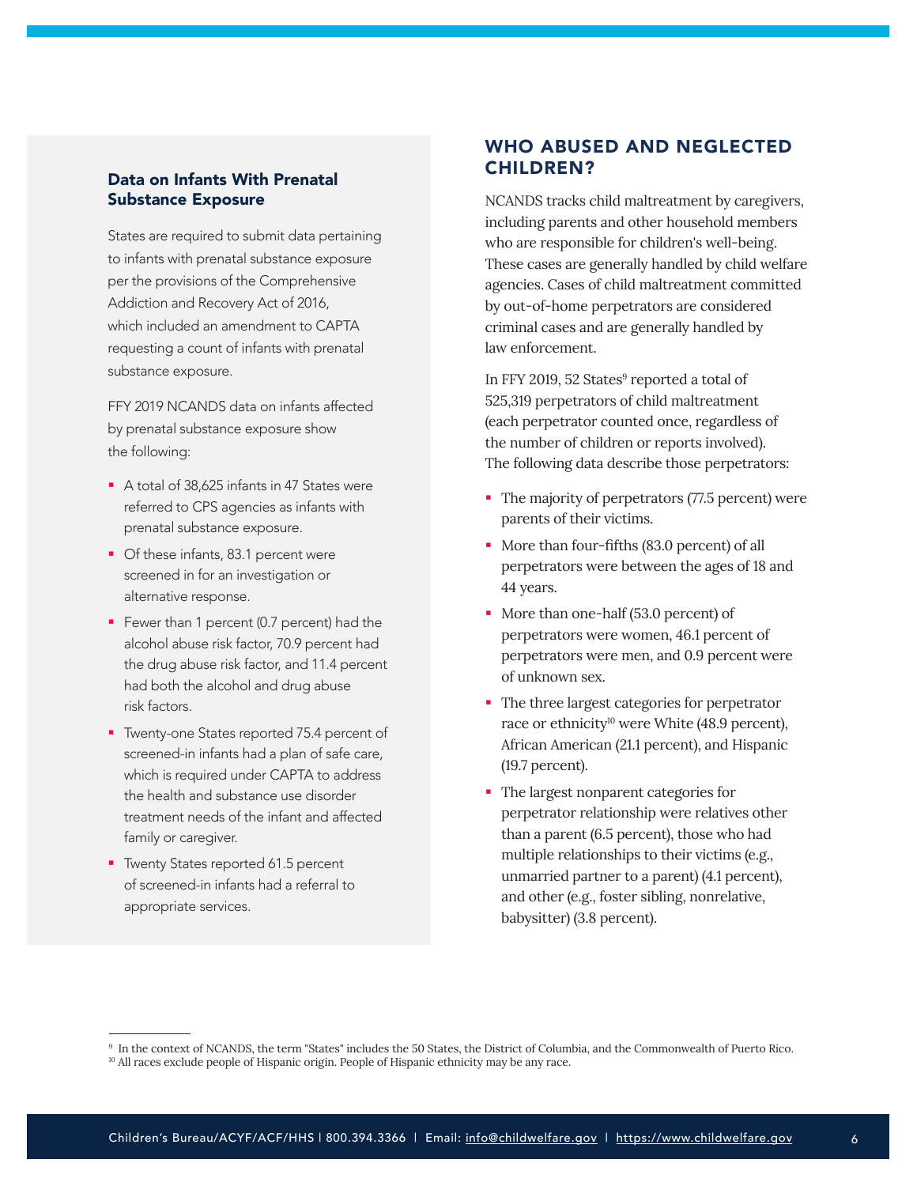### Data on Infants With Prenatal Substance Exposure

States are required to submit data pertaining to infants with prenatal substance exposure per the provisions of the Comprehensive Addiction and Recovery Act of 2016, which included an amendment to CAPTA requesting a count of infants with prenatal substance exposure.

FFY 2019 NCANDS data on infants affected by prenatal substance exposure show the following:

- A total of 38,625 infants in 47 States were referred to CPS agencies as infants with prenatal substance exposure.
- Of these infants, 83.1 percent were screened in for an investigation or alternative response.
- Fewer than 1 percent (0.7 percent) had the alcohol abuse risk factor, 70.9 percent had the drug abuse risk factor, and 11.4 percent had both the alcohol and drug abuse risk factors.
- Twenty-one States reported 75.4 percent of screened-in infants had a plan of safe care, which is required under CAPTA to address the health and substance use disorder treatment needs of the infant and affected family or caregiver.
- Twenty States reported 61.5 percent of screened-in infants had a referral to appropriate services.

## WHO ABUSED AND NEGLECTED CHILDREN?

NCANDS tracks child maltreatment by caregivers, including parents and other household members who are responsible for children's well-being. These cases are generally handled by child welfare agencies. Cases of child maltreatment committed by out-of-home perpetrators are considered criminal cases and are generally handled by law enforcement.

In FFY 2019, 52 States[9] reported a total of 525,319 perpetrators of child maltreatment (each perpetrator counted once, regardless of the number of children or reports involved). The following data describe those perpetrators:

- The majority of perpetrators (77.5 percent) were parents of their victims.
- More than four-fifths (83.0 percent) of all perpetrators were between the ages of 18 and 44 years.
- More than one-half (53.0 percent) of perpetrators were women, 46.1 percent of perpetrators were men, and 0.9 percent were of unknown sex.
- The three largest categories for perpetrator race or ethnicity[10] were White (48.9 percent), African American (21.1 percent), and Hispanic (19.7 percent).
- The largest nonparent categories for perpetrator relationship were relatives other than a parent (6.5 percent), those who had multiple relationships to their victims (e.g., unmarried partner to a parent) (4.1 percent), and other (e.g., foster sibling, nonrelative, babysitter) (3.8 percent).

---

[9] In the context of NCANDS, the term "States" includes the 50 States, the District of Columbia, and the Commonwealth of Puerto Rico.

[10] All races exclude people of Hispanic origin. People of Hispanic ethnicity may be any race.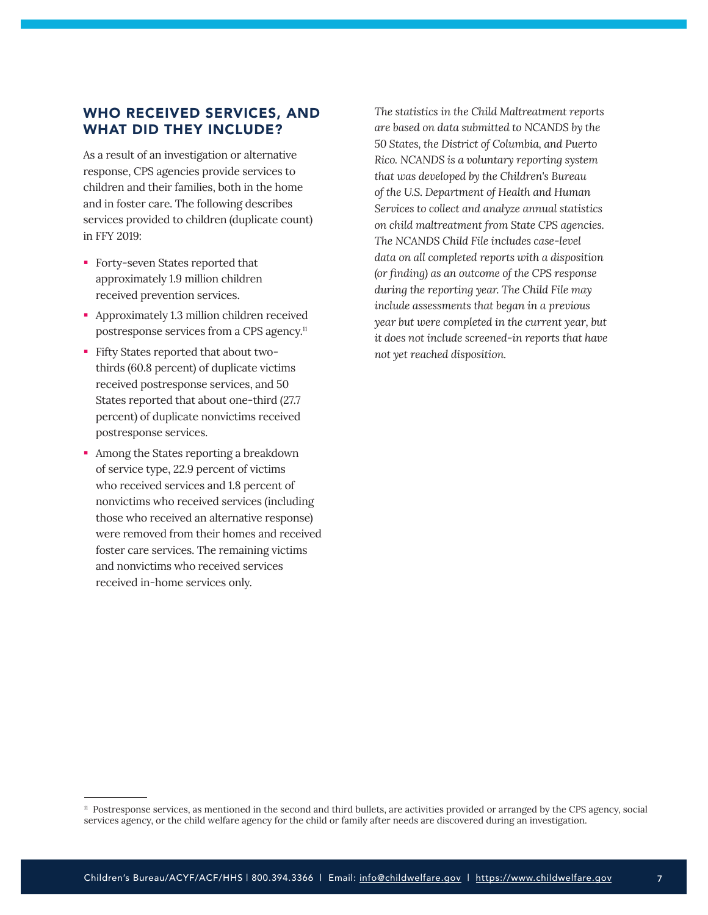## WHO RECEIVED SERVICES, AND WHAT DID THEY INCLUDE?

As a result of an investigation or alternative response, CPS agencies provide services to children and their families, both in the home and in foster care. The following describes services provided to children (duplicate count) in FFY 2019:

- Forty-seven States reported that approximately 1.9 million children received prevention services.
- Approximately 1.3 million children received postresponse services from a CPS agency.[11]
- Fifty States reported that about two-thirds (60.8 percent) of duplicate victims received postresponse services, and 50 States reported that about one-third (27.7 percent) of duplicate nonvictims received postresponse services.
- Among the States reporting a breakdown of service type, 22.9 percent of victims who received services and 1.8 percent of nonvictims who received services (including those who received an alternative response) were removed from their homes and received foster care services. The remaining victims and nonvictims who received services received in-home services only.

*The statistics in the Child Maltreatment reports are based on data submitted to NCANDS by the 50 States, the District of Columbia, and Puerto Rico. NCANDS is a voluntary reporting system that was developed by the Children's Bureau of the U.S. Department of Health and Human Services to collect and analyze annual statistics on child maltreatment from State CPS agencies. The NCANDS Child File includes case-level data on all completed reports with a disposition (or finding) as an outcome of the CPS response during the reporting year. The Child File may include assessments that began in a previous year but were completed in the current year, but it does not include screened-in reports that have not yet reached disposition.*

---

[11] Postresponse services, as mentioned in the second and third bullets, are activities provided or arranged by the CPS agency, social services agency, or the child welfare agency for the child or family after needs are discovered during an investigation.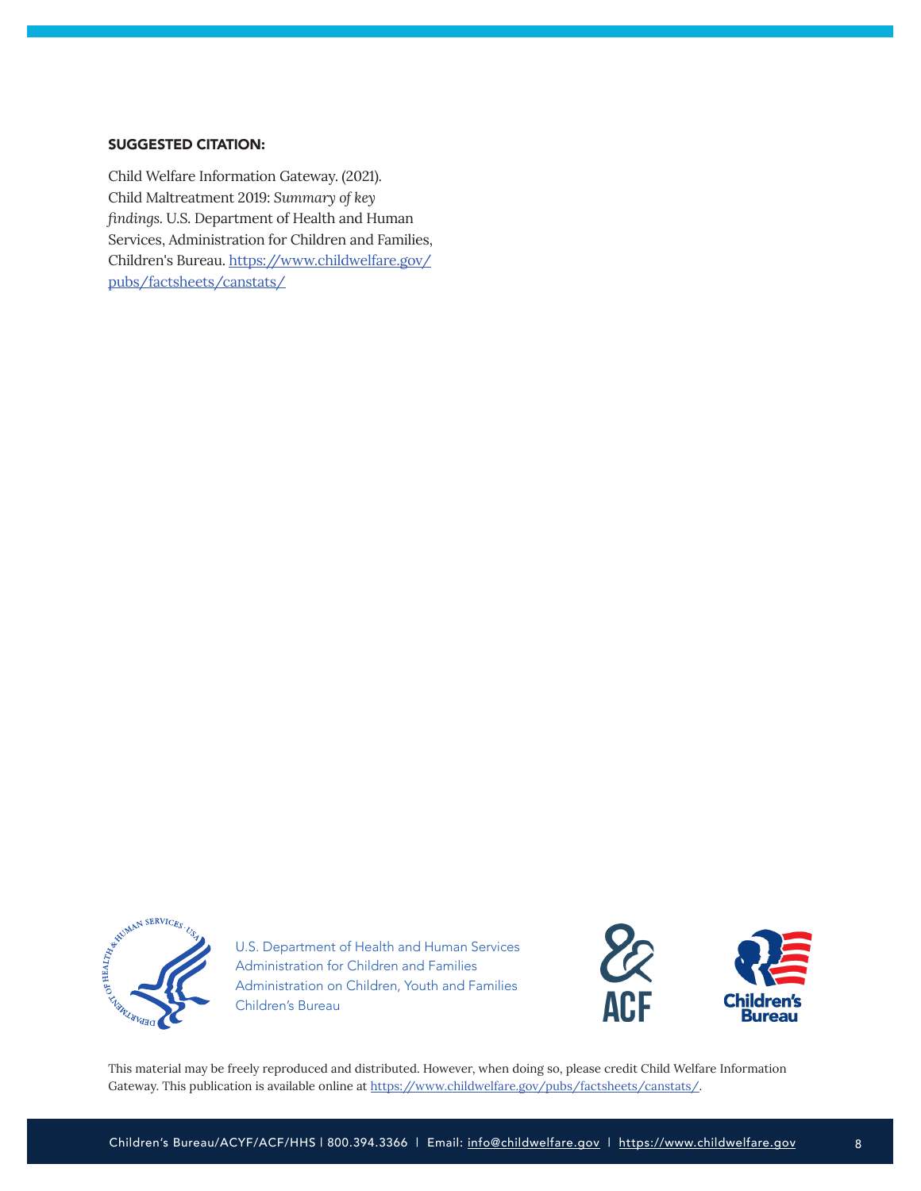**SUGGESTED CITATION:**

Child Welfare Information Gateway. (2021). Child Maltreatment 2019: *Summary of key findings.* U.S. Department of Health and Human Services, Administration for Children and Families, Children's Bureau. https://www.childwelfare.gov/pubs/factsheets/canstats/

U.S. Department of Health and Human Services
Administration for Children and Families
Administration on Children, Youth and Families
Children's Bureau

This material may be freely reproduced and distributed. However, when doing so, please credit Child Welfare Information Gateway. This publication is available online at https://www.childwelfare.gov/pubs/factsheets/canstats/.